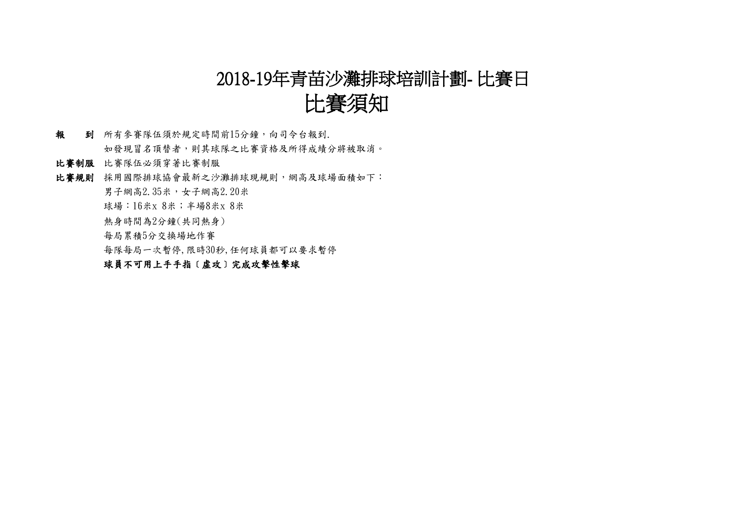# 2018-19年青苗沙灘排球培訓計劃- 比賽日
# 比賽須知

**報　　到**　所有參賽隊伍須於規定時間前15分鐘，向司令台報到.

如發現冒名頂替者，則其球隊之比賽資格及所得成績分將被取消。

**比賽制服**　比賽隊伍必須穿著比賽制服

**比賽規則**　採用國際排球協會最新之沙灘排球現規則，網高及球場面積如下：

男子網高2.35米，女子網高2.20米

球場：16米x 8米；半場8米x 8米

熱身時間為2分鐘(共同熱身)

每局累積5分交換場地作賽

每隊每局一次暫停,限時30秒,任何球員都可以要求暫停

**球員不可用上手手指〔虛攻〕完成攻擊性擊球**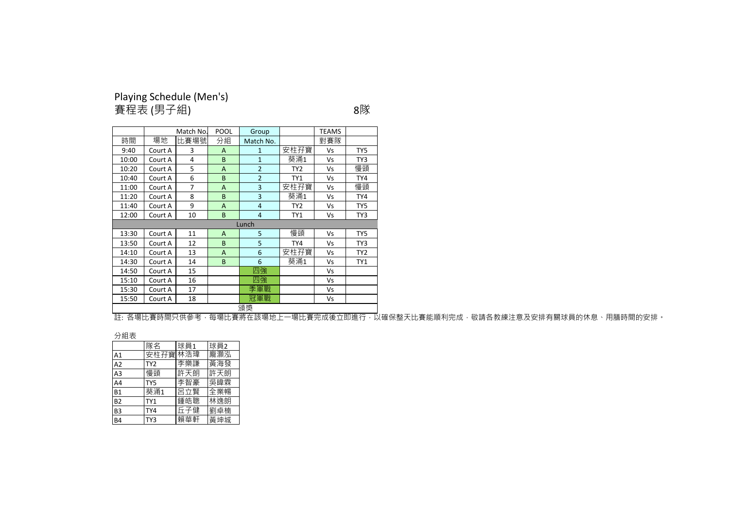# Playing Schedule (Men's)

## 賽程表 (男子組)

8隊

| | | Match No. | POOL | Group | | TEAMS | |
|---|---|---|---|---|---|---|---|
| 時間 | 場地 | 比賽場號 | 分組 | Match No. | | 對賽隊 | |
| 9:40 | Court A | 3 | A | 1 | 安柱孖寶 | Vs | TY5 |
| 10:00 | Court A | 4 | B | 1 | 葵涌1 | Vs | TY3 |
| 10:20 | Court A | 5 | A | 2 | TY2 | Vs | 慢頭 |
| 10:40 | Court A | 6 | B | 2 | TY1 | Vs | TY4 |
| 11:00 | Court A | 7 | A | 3 | 安柱孖寶 | Vs | 慢頭 |
| 11:20 | Court A | 8 | B | 3 | 葵涌1 | Vs | TY4 |
| 11:40 | Court A | 9 | A | 4 | TY2 | Vs | TY5 |
| 12:00 | Court A | 10 | B | 4 | TY1 | Vs | TY3 |
| Lunch | | | | | | | |
| 13:30 | Court A | 11 | A | 5 | 慢頭 | Vs | TY5 |
| 13:50 | Court A | 12 | B | 5 | TY4 | Vs | TY3 |
| 14:10 | Court A | 13 | A | 6 | 安柱孖寶 | Vs | TY2 |
| 14:30 | Court A | 14 | B | 6 | 葵涌1 | Vs | TY1 |
| 14:50 | Court A | 15 | | 四強 | | Vs | |
| 15:10 | Court A | 16 | | 四強 | | Vs | |
| 15:30 | Court A | 17 | | 季軍戰 | | Vs | |
| 15:50 | Court A | 18 | | 冠軍戰 | | Vs | |
| 頒獎 | | | | | | | |

註: 各場比賽時間只供參考，每場比賽將在該場地上一場比賽完成後立即進行，以確保整天比賽能順利完成，敬請各教練注意及安排有關球員的休息、用膳時間的安排。

分組表

| | 隊名 | 球員1 | 球員2 |
|---|---|---|---|
| A1 | 安柱孖寶 | 林浩瑋 | 龐灝泓 |
| A2 | TY2 | 李樂謙 | 黃海發 |
| A3 | 慢頭 | 許天朗 | 許天朗 |
| A4 | TY5 | 李智豪 | 吳暐霖 |
| B1 | 葵涌1 | 呂立賢 | 全業暢 |
| B2 | TY1 | 鍾皓聰 | 林逸朗 |
| B3 | TY4 | 丘子健 | 劉卓楠 |
| B4 | TY3 | 賴華軒 | 黃坤城 |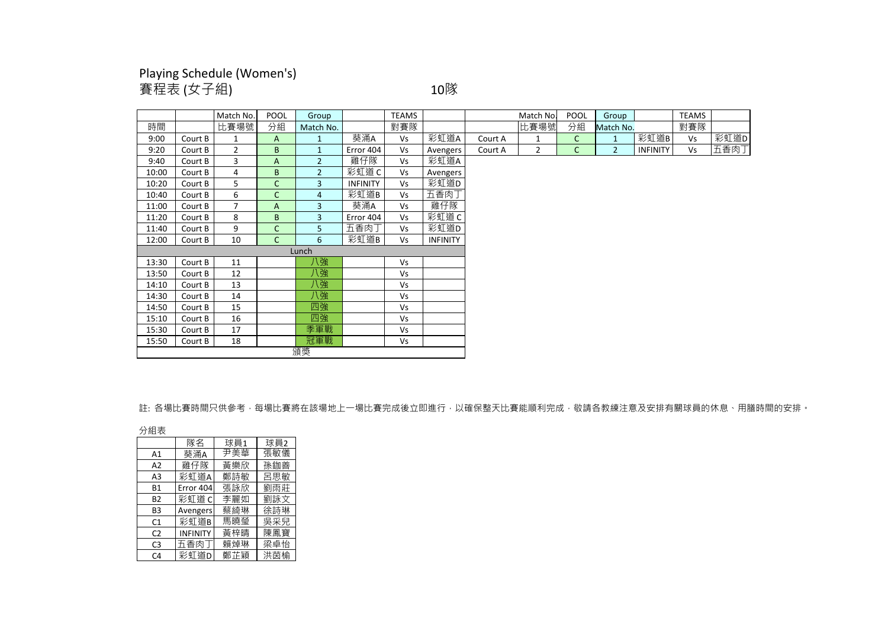Playing Schedule (Women's)

賽程表 (女子組)

10隊

| | | Match No. | POOL | Group | | TEAMS | | | Match No. | POOL | Group | | TEAMS | |
|---|---|---|---|---|---|---|---|---|---|---|---|---|---|---|
| 時間 | | 比賽場號 | 分組 | Match No. | | 對賽隊 | | | 比賽場號 | 分組 | Match No. | | 對賽隊 | |
| 9:00 | Court B | 1 | A | 1 | 葵涌A | Vs | 彩虹道A | Court A | 1 | C | 1 | 彩虹道B | Vs | 彩虹道D |
| 9:20 | Court B | 2 | B | 1 | Error 404 | Vs | Avengers | Court A | 2 | C | 2 | INFINITY | Vs | 五香肉丁 |
| 9:40 | Court B | 3 | A | 2 | 雞仔隊 | Vs | 彩虹道A | | | | | | | |
| 10:00 | Court B | 4 | B | 2 | 彩虹道 C | Vs | Avengers | | | | | | | |
| 10:20 | Court B | 5 | C | 3 | INFINITY | Vs | 彩虹道D | | | | | | | |
| 10:40 | Court B | 6 | C | 4 | 彩虹道B | Vs | 五香肉丁 | | | | | | | |
| 11:00 | Court B | 7 | A | 3 | 葵涌A | Vs | 雞仔隊 | | | | | | | |
| 11:20 | Court B | 8 | B | 3 | Error 404 | Vs | 彩虹道 C | | | | | | | |
| 11:40 | Court B | 9 | C | 5 | 五香肉丁 | Vs | 彩虹道D | | | | | | | |
| 12:00 | Court B | 10 | C | 6 | 彩虹道B | Vs | INFINITY | | | | | | | |
| | | | | Lunch | | | | | | | | | | |
| 13:30 | Court B | 11 | | 八強 | | Vs | | | | | | | | |
| 13:50 | Court B | 12 | | 八強 | | Vs | | | | | | | | |
| 14:10 | Court B | 13 | | 八強 | | Vs | | | | | | | | |
| 14:30 | Court B | 14 | | 八強 | | Vs | | | | | | | | |
| 14:50 | Court B | 15 | | 四強 | | Vs | | | | | | | | |
| 15:10 | Court B | 16 | | 四強 | | Vs | | | | | | | | |
| 15:30 | Court B | 17 | | 季軍戰 | | Vs | | | | | | | | |
| 15:50 | Court B | 18 | | 冠軍戰 | | Vs | | | | | | | | |
| | | | | 頒獎 | | | | | | | | | | |

註: 各場比賽時間只供參考，每場比賽將在該場地上一場比賽完成後立即進行，以確保整天比賽能順利完成，敬請各教練注意及安排有關球員的休息、用膳時間的安排。

分組表

| | 隊名 | 球員1 | 球員2 |
|---|---|---|---|
| A1 | 葵涌A | 尹美華 | 張敏儀 |
| A2 | 雞仔隊 | 黃樂欣 | 孫鈿善 |
| A3 | 彩虹道A | 鄭詩敏 | 呂思敏 |
| B1 | Error 404 | 張詠欣 | 劉雨莊 |
| B2 | 彩虹道 C | 李麗如 | 劉詠文 |
| B3 | Avengers | 蔡綺琳 | 徐詩琳 |
| C1 | 彩虹道B | 馬曉瑩 | 吳采兒 |
| C2 | INFINITY | 黃梓晴 | 陳鳳寶 |
| C3 | 五香肉丁 | 賴焯琳 | 梁卓怡 |
| C4 | 彩虹道D | 鄭芷穎 | 洪茵榆 |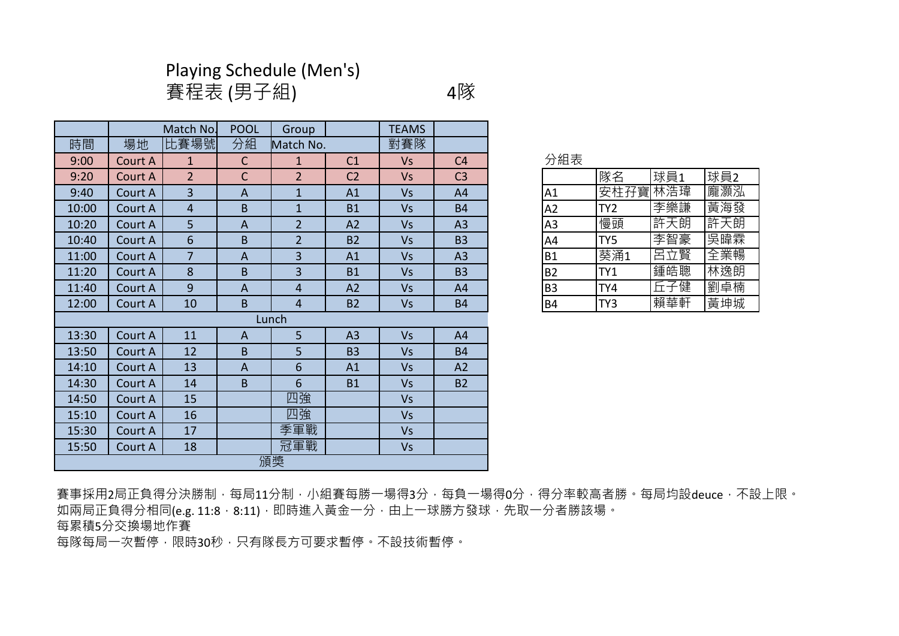# Playing Schedule (Men's)
# 賽程表 (男子組)　　　　4隊

| | | Match No. | POOL | Group | | TEAMS | |
|---|---|---|---|---|---|---|---|
| 時間 | 場地 | 比賽場號 | 分組 | Match No. | | 對賽隊 | |
| 9:00 | Court A | 1 | C | 1 | C1 | Vs | C4 |
| 9:20 | Court A | 2 | C | 2 | C2 | Vs | C3 |
| 9:40 | Court A | 3 | A | 1 | A1 | Vs | A4 |
| 10:00 | Court A | 4 | B | 1 | B1 | Vs | B4 |
| 10:20 | Court A | 5 | A | 2 | A2 | Vs | A3 |
| 10:40 | Court A | 6 | B | 2 | B2 | Vs | B3 |
| 11:00 | Court A | 7 | A | 3 | A1 | Vs | A3 |
| 11:20 | Court A | 8 | B | 3 | B1 | Vs | B3 |
| 11:40 | Court A | 9 | A | 4 | A2 | Vs | A4 |
| 12:00 | Court A | 10 | B | 4 | B2 | Vs | B4 |
| Lunch | | | | | | | |
| 13:30 | Court A | 11 | A | 5 | A3 | Vs | A4 |
| 13:50 | Court A | 12 | B | 5 | B3 | Vs | B4 |
| 14:10 | Court A | 13 | A | 6 | A1 | Vs | A2 |
| 14:30 | Court A | 14 | B | 6 | B1 | Vs | B2 |
| 14:50 | Court A | 15 | | 四強 | | Vs | |
| 15:10 | Court A | 16 | | 四強 | | Vs | |
| 15:30 | Court A | 17 | | 季軍戰 | | Vs | |
| 15:50 | Court A | 18 | | 冠軍戰 | | Vs | |
| 頒獎 | | | | | | | |

分組表

| | 隊名 | 球員1 | 球員2 |
|---|---|---|---|
| A1 | 安柱孖寶 | 林浩瑋 | 龐灝泓 |
| A2 | TY2 | 李樂謙 | 黃海發 |
| A3 | 慢頭 | 許天朗 | 許天朗 |
| A4 | TY5 | 李智豪 | 吳暐霖 |
| B1 | 葵涌1 | 呂立賢 | 全業暢 |
| B2 | TY1 | 鍾皓聰 | 林逸朗 |
| B3 | TY4 | 丘子健 | 劉卓楠 |
| B4 | TY3 | 賴華軒 | 黃坤城 |

賽事採用2局正負得分決勝制，每局11分制，小組賽每勝一場得3分，每負一場得0分，得分率較高者勝。每局均設deuce，不設上限。
如兩局正負得分相同(e.g. 11:8，8:11)，即時進入黃金一分，由上一球勝方發球，先取一分者勝該場。
每累積5分交換場地作賽
每隊每局一次暫停，限時30秒，只有隊長方可要求暫停。不設技術暫停。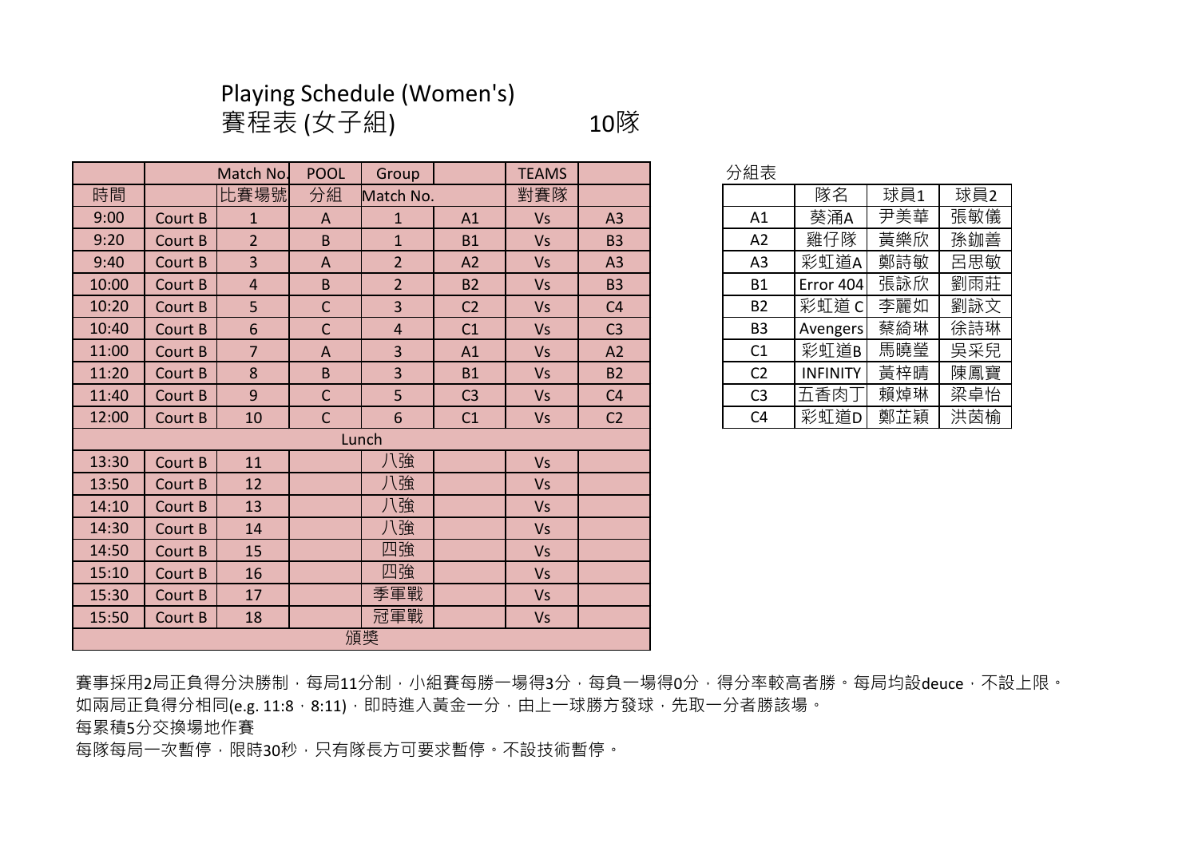# Playing Schedule (Women's)

## 賽程表 (女子組) 10隊

| | | Match No. | POOL | Group | | TEAMS | |
|---|---|---|---|---|---|---|---|
| 時間 | | 比賽場號 | 分組 | Match No. | | 對賽隊 | |
| 9:00 | Court B | 1 | A | 1 | A1 | Vs | A3 |
| 9:20 | Court B | 2 | B | 1 | B1 | Vs | B3 |
| 9:40 | Court B | 3 | A | 2 | A2 | Vs | A3 |
| 10:00 | Court B | 4 | B | 2 | B2 | Vs | B3 |
| 10:20 | Court B | 5 | C | 3 | C2 | Vs | C4 |
| 10:40 | Court B | 6 | C | 4 | C1 | Vs | C3 |
| 11:00 | Court B | 7 | A | 3 | A1 | Vs | A2 |
| 11:20 | Court B | 8 | B | 3 | B1 | Vs | B2 |
| 11:40 | Court B | 9 | C | 5 | C3 | Vs | C4 |
| 12:00 | Court B | 10 | C | 6 | C1 | Vs | C2 |
| Lunch | | | | | | | |
| 13:30 | Court B | 11 | | 八強 | | Vs | |
| 13:50 | Court B | 12 | | 八強 | | Vs | |
| 14:10 | Court B | 13 | | 八強 | | Vs | |
| 14:30 | Court B | 14 | | 八強 | | Vs | |
| 14:50 | Court B | 15 | | 四強 | | Vs | |
| 15:10 | Court B | 16 | | 四強 | | Vs | |
| 15:30 | Court B | 17 | | 季軍戰 | | Vs | |
| 15:50 | Court B | 18 | | 冠軍戰 | | Vs | |
| 頒獎 | | | | | | | |

分組表

| | 隊名 | 球員1 | 球員2 |
|---|---|---|---|
| A1 | 葵涌A | 尹美華 | 張敏儀 |
| A2 | 雞仔隊 | 黃樂欣 | 孫鉫善 |
| A3 | 彩虹道A | 鄭詩敏 | 呂思敏 |
| B1 | Error 404 | 張詠欣 | 劉雨莊 |
| B2 | 彩虹道 C | 李麗如 | 劉詠文 |
| B3 | Avengers | 蔡綺琳 | 徐詩琳 |
| C1 | 彩虹道B | 馬曉瑩 | 吳采兒 |
| C2 | INFINITY | 黃梓晴 | 陳鳳寶 |
| C3 | 五香肉丁 | 賴焯琳 | 梁卓怡 |
| C4 | 彩虹道D | 鄭芷穎 | 洪茵榆 |

賽事採用2局正負得分決勝制，每局11分制，小組賽每勝一場得3分，每負一場得0分，得分率較高者勝。每局均設deuce，不設上限。

如兩局正負得分相同(e.g. 11:8，8:11)，即時進入黃金一分，由上一球勝方發球，先取一分者勝該場。

每累積5分交換場地作賽

每隊每局一次暫停，限時30秒，只有隊長方可要求暫停。不設技術暫停。